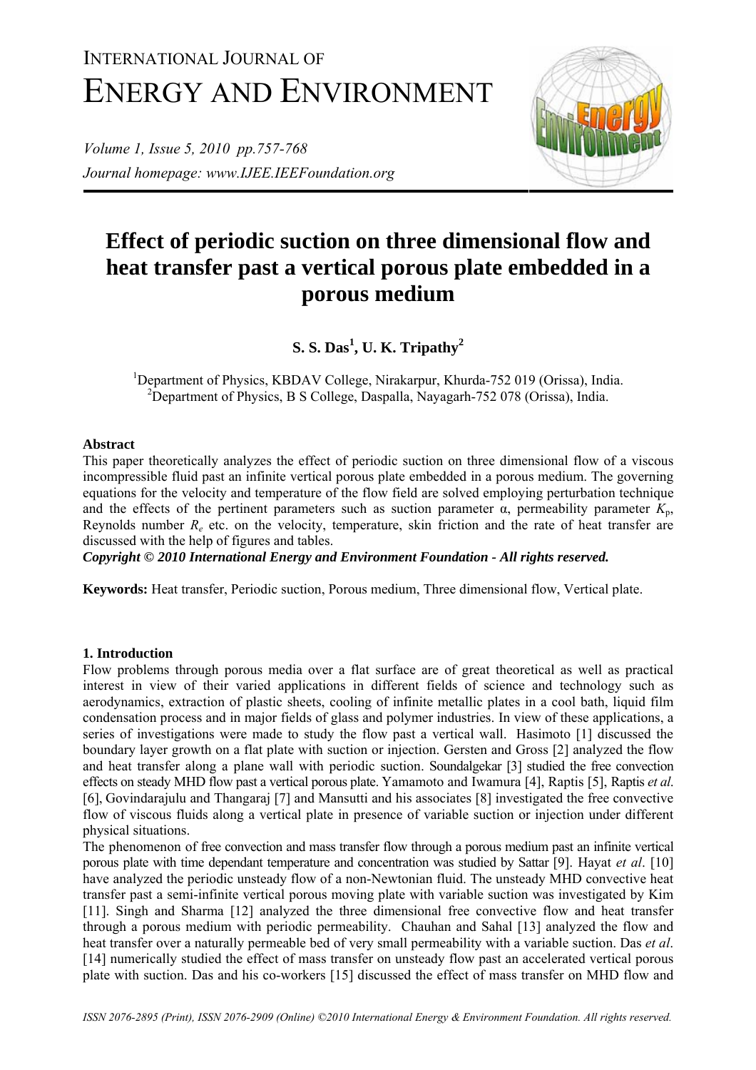# Effect of periodic suction on three dimensional flow and heat transfer past a vertical porous plate embedded in a porous medium

**S. S. Das[1], U. K. Tripathy[2]**

[1]Department of Physics, KBDAV College, Nirakarpur, Khurda-752 019 (Orissa), India.
[2]Department of Physics, B S College, Daspalla, Nayagarh-752 078 (Orissa), India.

## Abstract

This paper theoretically analyzes the effect of periodic suction on three dimensional flow of a viscous incompressible fluid past an infinite vertical porous plate embedded in a porous medium. The governing equations for the velocity and temperature of the flow field are solved employing perturbation technique and the effects of the pertinent parameters such as suction parameter α, permeability parameter $K_p$, Reynolds number $R_e$ etc. on the velocity, temperature, skin friction and the rate of heat transfer are discussed with the help of figures and tables.

***Copyright © 2010 International Energy and Environment Foundation - All rights reserved.***

**Keywords:** Heat transfer, Periodic suction, Porous medium, Three dimensional flow, Vertical plate.

## 1. Introduction

Flow problems through porous media over a flat surface are of great theoretical as well as practical interest in view of their varied applications in different fields of science and technology such as aerodynamics, extraction of plastic sheets, cooling of infinite metallic plates in a cool bath, liquid film condensation process and in major fields of glass and polymer industries. In view of these applications, a series of investigations were made to study the flow past a vertical wall. Hasimoto [1] discussed the boundary layer growth on a flat plate with suction or injection. Gersten and Gross [2] analyzed the flow and heat transfer along a plane wall with periodic suction. Soundalgekar [3] studied the free convection effects on steady MHD flow past a vertical porous plate. Yamamoto and Iwamura [4], Raptis [5], Raptis *et al*. [6], Govindarajulu and Thangaraj [7] and Mansutti and his associates [8] investigated the free convective flow of viscous fluids along a vertical plate in presence of variable suction or injection under different physical situations.

The phenomenon of free convection and mass transfer flow through a porous medium past an infinite vertical porous plate with time dependant temperature and concentration was studied by Sattar [9]. Hayat *et al*. [10] have analyzed the periodic unsteady flow of a non-Newtonian fluid. The unsteady MHD convective heat transfer past a semi-infinite vertical porous moving plate with variable suction was investigated by Kim [11]. Singh and Sharma [12] analyzed the three dimensional free convective flow and heat transfer through a porous medium with periodic permeability. Chauhan and Sahal [13] analyzed the flow and heat transfer over a naturally permeable bed of very small permeability with a variable suction. Das *et al*. [14] numerically studied the effect of mass transfer on unsteady flow past an accelerated vertical porous plate with suction. Das and his co-workers [15] discussed the effect of mass transfer on MHD flow and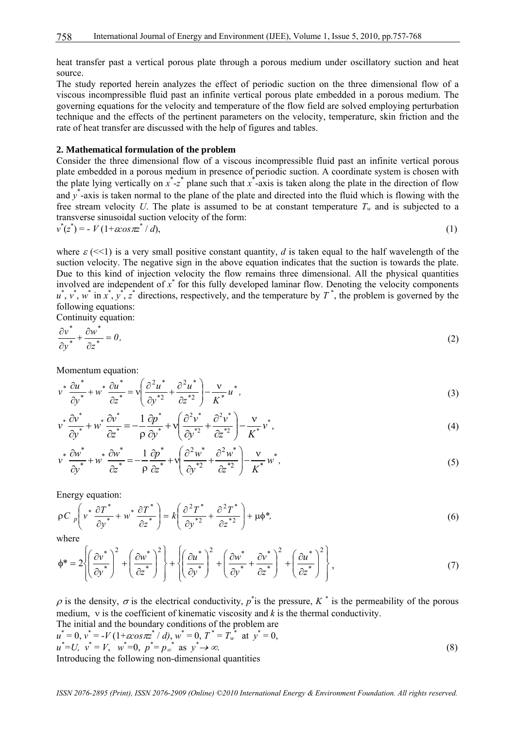heat transfer past a vertical porous plate through a porous medium under oscillatory suction and heat source.

The study reported herein analyzes the effect of periodic suction on the three dimensional flow of a viscous incompressible fluid past an infinite vertical porous plate embedded in a porous medium. The governing equations for the velocity and temperature of the flow field are solved employing perturbation technique and the effects of the pertinent parameters on the velocity, temperature, skin friction and the rate of heat transfer are discussed with the help of figures and tables.

## 2. Mathematical formulation of the problem

Consider the three dimensional flow of a viscous incompressible fluid past an infinite vertical porous plate embedded in a porous medium in presence of periodic suction. A coordinate system is chosen with the plate lying vertically on $x^*$-$z^*$ plane such that $x^*$-axis is taken along the plate in the direction of flow and $y^*$-axis is taken normal to the plane of the plate and directed into the fluid which is flowing with the free stream velocity $U$. The plate is assumed to be at constant temperature $T_w$ and is subjected to a transverse sinusoidal suction velocity of the form:

$$v^*(z^*) = -V(1+\varepsilon\cos\pi z^*/d), \tag{1}$$

where $\varepsilon$ (<<1) is a very small positive constant quantity, $d$ is taken equal to the half wavelength of the suction velocity. The negative sign in the above equation indicates that the suction is towards the plate. Due to this kind of injection velocity the flow remains three dimensional. All the physical quantities involved are independent of $x^*$ for this fully developed laminar flow. Denoting the velocity components $u^*$, $v^*$, $w^*$ in $x^*$, $y^*$, $z^*$ directions, respectively, and the temperature by $T^*$, the problem is governed by the following equations:

Continuity equation:

$$\frac{\partial v^*}{\partial y^*} + \frac{\partial w^*}{\partial z^*} = 0, \tag{2}$$

Momentum equation:

$$v^*\frac{\partial u^*}{\partial y^*} + w^*\frac{\partial u^*}{\partial z^*} = \nu\left(\frac{\partial^2 u^*}{\partial y^{*2}} + \frac{\partial^2 u^*}{\partial z^{*2}}\right) - \frac{\nu}{K^*}u^*, \tag{3}$$

$$v^*\frac{\partial v^*}{\partial y^*} + w^*\frac{\partial v^*}{\partial z^*} = -\frac{1}{\rho}\frac{\partial p^*}{\partial y^*} + \nu\left(\frac{\partial^2 v^*}{\partial y^{*2}} + \frac{\partial^2 v^*}{\partial z^{*2}}\right) - \frac{\nu}{K^*}v^*, \tag{4}$$

$$v^*\frac{\partial w^*}{\partial y^*} + w^*\frac{\partial w^*}{\partial z^*} = -\frac{1}{\rho}\frac{\partial p^*}{\partial z^*} + \nu\left(\frac{\partial^2 w^*}{\partial y^{*2}} + \frac{\partial^2 w^*}{\partial z^{*2}}\right) - \frac{\nu}{K^*}w^*, \tag{5}$$

Energy equation:

$$\rho C_p\left(v^*\frac{\partial T^*}{\partial y^*} + w^*\frac{\partial T^*}{\partial z^*}\right) = k\left(\frac{\partial^2 T^*}{\partial y^{*2}} + \frac{\partial^2 T^*}{\partial z^{*2}}\right) + \mu\phi^*, \tag{6}$$

where

$$\phi^* = 2\left\{\left(\frac{\partial v^*}{\partial y^*}\right)^2 + \left(\frac{\partial w^*}{\partial z^*}\right)^2\right\} + \left\{\left(\frac{\partial u^*}{\partial y^*}\right)^2 + \left(\frac{\partial w^*}{\partial y^*} + \frac{\partial v^*}{\partial z^*}\right)^2 + \left(\frac{\partial u^*}{\partial z^*}\right)^2\right\}, \tag{7}$$

$\rho$ is the density, $\sigma$ is the electrical conductivity, $p^*$ is the pressure, $K^*$ is the permeability of the porous medium, $\nu$ is the coefficient of kinematic viscosity and $k$ is the thermal conductivity.

The initial and the boundary conditions of the problem are

$$u^* = 0,\ v^* = -V(1+\varepsilon\cos\pi z^*/d),\ w^* = 0,\ T^* = T_w^* \ \text{at}\ y^* = 0,$$
$$u^* = U,\ v^* = V,\ w^* = 0,\ p^* = p_\infty^* \ \text{as}\ y^* \to \infty. \tag{8}$$

Introducing the following non-dimensional quantities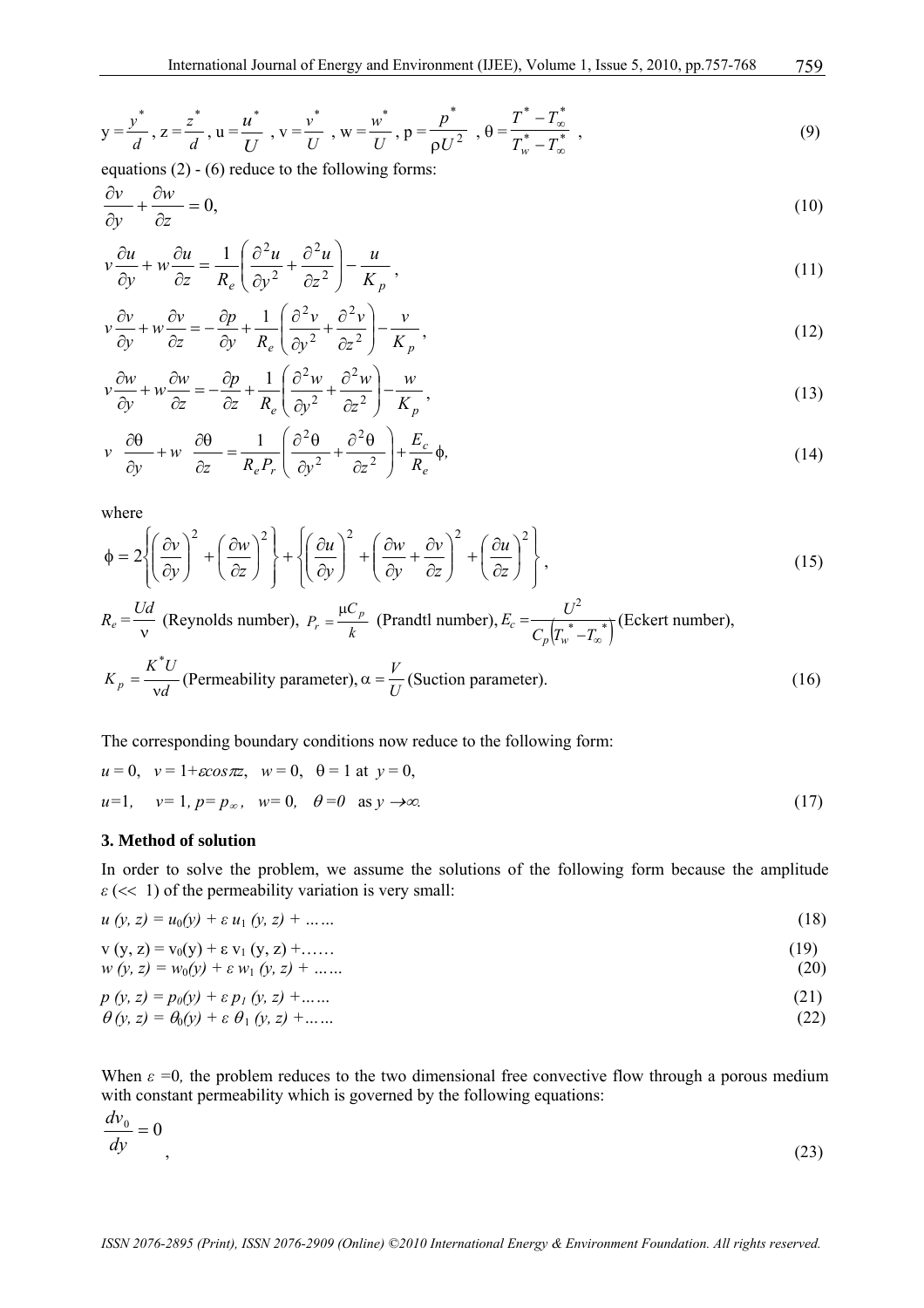$$y = \frac{y^*}{d},\ z = \frac{z^*}{d},\ u = \frac{u^*}{U},\ v = \frac{v^*}{U},\ w = \frac{w^*}{U},\ p = \frac{p^*}{\rho U^2},\ \theta = \frac{T^* - T_\infty^*}{T_w^* - T_\infty^*}, \tag{9}$$

equations (2) - (6) reduce to the following forms:

$$\frac{\partial v}{\partial y} + \frac{\partial w}{\partial z} = 0, \tag{10}$$

$$v\frac{\partial u}{\partial y} + w\frac{\partial u}{\partial z} = \frac{1}{R_e}\left(\frac{\partial^2 u}{\partial y^2} + \frac{\partial^2 u}{\partial z^2}\right) - \frac{u}{K_p}, \tag{11}$$

$$v\frac{\partial v}{\partial y} + w\frac{\partial v}{\partial z} = -\frac{\partial p}{\partial y} + \frac{1}{R_e}\left(\frac{\partial^2 v}{\partial y^2} + \frac{\partial^2 v}{\partial z^2}\right) - \frac{v}{K_p}, \tag{12}$$

$$v\frac{\partial w}{\partial y} + w\frac{\partial w}{\partial z} = -\frac{\partial p}{\partial z} + \frac{1}{R_e}\left(\frac{\partial^2 w}{\partial y^2} + \frac{\partial^2 w}{\partial z^2}\right) - \frac{w}{K_p}, \tag{13}$$

$$v\frac{\partial \theta}{\partial y} + w\frac{\partial \theta}{\partial z} = \frac{1}{R_e P_r}\left(\frac{\partial^2 \theta}{\partial y^2} + \frac{\partial^2 \theta}{\partial z^2}\right) + \frac{E_c}{R_e}\phi, \tag{14}$$

where

$$\phi = 2\left\{\left(\frac{\partial v}{\partial y}\right)^2 + \left(\frac{\partial w}{\partial z}\right)^2\right\} + \left\{\left(\frac{\partial u}{\partial y}\right)^2 + \left(\frac{\partial w}{\partial y} + \frac{\partial v}{\partial z}\right)^2 + \left(\frac{\partial u}{\partial z}\right)^2\right\}, \tag{15}$$

$R_e = \frac{Ud}{\nu}$ (Reynolds number), $P_r = \frac{\mu C_p}{k}$ (Prandtl number), $E_c = \frac{U^2}{C_p\left(T_w^* - T_\infty^*\right)}$ (Eckert number),

$$K_p = \frac{K^* U}{\nu d} \text{ (Permeability parameter)}, \ \alpha = \frac{V}{U} \text{ (Suction parameter)}. \tag{16}$$

The corresponding boundary conditions now reduce to the following form:

$$u = 0,\ \ v = 1 + \varepsilon \cos \pi z,\ \ w = 0,\ \ \theta = 1 \text{ at } y = 0,$$

$$u = 1,\ \ v = 1,\ p = p_\infty,\ \ w = 0,\ \ \theta = 0 \ \text{ as } y \to \infty. \tag{17}$$

### 3. Method of solution

In order to solve the problem, we assume the solutions of the following form because the amplitude $\varepsilon$ ($<<$ 1) of the permeability variation is very small:

$$u\,(y, z) = u_0(y) + \varepsilon\, u_1\,(y, z) + \ldots\ldots \tag{18}$$

$$v\,(y, z) = v_0(y) + \varepsilon\, v_1\,(y, z) + \ldots\ldots \tag{19}$$

$$w\,(y, z) = w_0(y) + \varepsilon\, w_1\,(y, z) + \ldots\ldots \tag{20}$$

$$p\,(y, z) = p_0(y) + \varepsilon\, p_1\,(y, z) + \ldots\ldots \tag{21}$$

$$\theta\,(y, z) = \theta_0(y) + \varepsilon\, \theta_1\,(y, z) + \ldots\ldots \tag{22}$$

When $\varepsilon = 0$, the problem reduces to the two dimensional free convective flow through a porous medium with constant permeability which is governed by the following equations:

$$\frac{dv_0}{dy} = 0, \tag{23}$$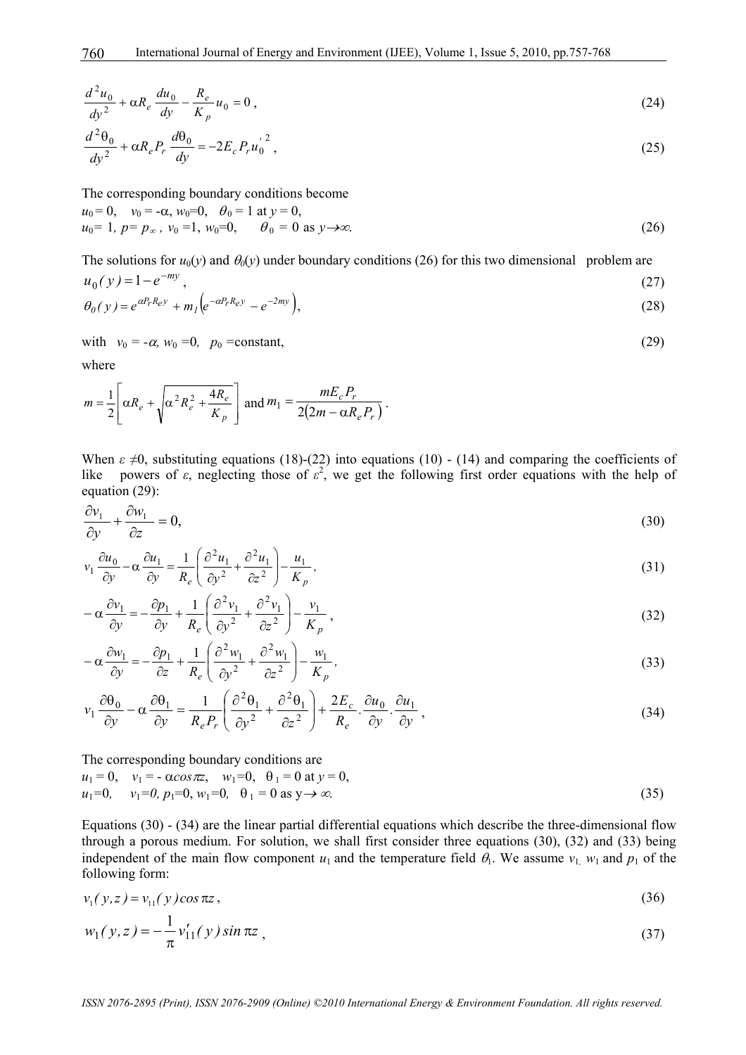$$\frac{d^2 u_0}{dy^2} + \alpha R_e \frac{du_0}{dy} - \frac{R_e}{K_p} u_0 = 0\,, \tag{24}$$

$$\frac{d^2 \theta_0}{dy^2} + \alpha R_e P_r \frac{d\theta_0}{dy} = -2E_c P_r u_0'^{\,2}\,, \tag{25}$$

The corresponding boundary conditions become

$$u_0 = 0, \quad v_0 = -\alpha, \; w_0 = 0, \quad \theta_0 = 1 \text{ at } y = 0,$$
$$u_0 = 1, \; p = p_\infty, \; v_0 = 1, \; w_0 = 0, \quad \theta_0 = 0 \text{ as } y \to \infty. \tag{26}$$

The solutions for $u_0(y)$ and $\theta_0(y)$ under boundary conditions (26) for this two dimensional problem are

$$u_0(y) = 1 - e^{-my}\,, \tag{27}$$

$$\theta_0(y) = e^{\alpha P_r R_e y} + m_1\left(e^{-\alpha P_r R_e y} - e^{-2my}\right), \tag{28}$$

with $v_0 = -\alpha$, $w_0 = 0$, $p_0 =$ constant, (29)

where

$$m = \frac{1}{2}\left[\alpha R_e + \sqrt{\alpha^2 R_e^2 + \frac{4R_e}{K_p}}\right] \text{ and } m_1 = \frac{mE_c P_r}{2\left(2m - \alpha R_e P_r\right)}\,.$$

When $\varepsilon \neq 0$, substituting equations (18)-(22) into equations (10) - (14) and comparing the coefficients of like powers of $\varepsilon$, neglecting those of $\varepsilon^2$, we get the following first order equations with the help of equation (29):

$$\frac{\partial v_1}{\partial y} + \frac{\partial w_1}{\partial z} = 0, \tag{30}$$

$$v_1 \frac{\partial u_0}{\partial y} - \alpha \frac{\partial u_1}{\partial y} = \frac{1}{R_e}\left(\frac{\partial^2 u_1}{\partial y^2} + \frac{\partial^2 u_1}{\partial z^2}\right) - \frac{u_1}{K_p}, \tag{31}$$

$$-\alpha \frac{\partial v_1}{\partial y} = -\frac{\partial p_1}{\partial y} + \frac{1}{R_e}\left(\frac{\partial^2 v_1}{\partial y^2} + \frac{\partial^2 v_1}{\partial z^2}\right) - \frac{v_1}{K_p}\,, \tag{32}$$

$$-\alpha \frac{\partial w_1}{\partial y} = -\frac{\partial p_1}{\partial z} + \frac{1}{R_e}\left(\frac{\partial^2 w_1}{\partial y^2} + \frac{\partial^2 w_1}{\partial z^2}\right) - \frac{w_1}{K_p}, \tag{33}$$

$$v_1 \frac{\partial \theta_0}{\partial y} - \alpha \frac{\partial \theta_1}{\partial y} = \frac{1}{R_e P_r}\left(\frac{\partial^2 \theta_1}{\partial y^2} + \frac{\partial^2 \theta_1}{\partial z^2}\right) + \frac{2E_c}{R_e}\cdot\frac{\partial u_0}{\partial y}\cdot\frac{\partial u_1}{\partial y}\,, \tag{34}$$

The corresponding boundary conditions are

$$u_1 = 0, \quad v_1 = -\alpha\cos\pi z, \quad w_1 = 0, \quad \theta_1 = 0 \text{ at } y = 0,$$
$$u_1 = 0, \quad v_1 = 0, \; p_1 = 0, \; w_1 = 0, \quad \theta_1 = 0 \text{ as } y \to \infty. \tag{35}$$

Equations (30) - (34) are the linear partial differential equations which describe the three-dimensional flow through a porous medium. For solution, we shall first consider three equations (30), (32) and (33) being independent of the main flow component $u_1$ and the temperature field $\theta_1$. We assume $v_1$, $w_1$ and $p_1$ of the following form:

$$v_1(y,z) = v_{11}(y)\cos\pi z\,, \tag{36}$$

$$w_1(y,z) = -\frac{1}{\pi}v_{11}'(y)\sin\pi z\,, \tag{37}$$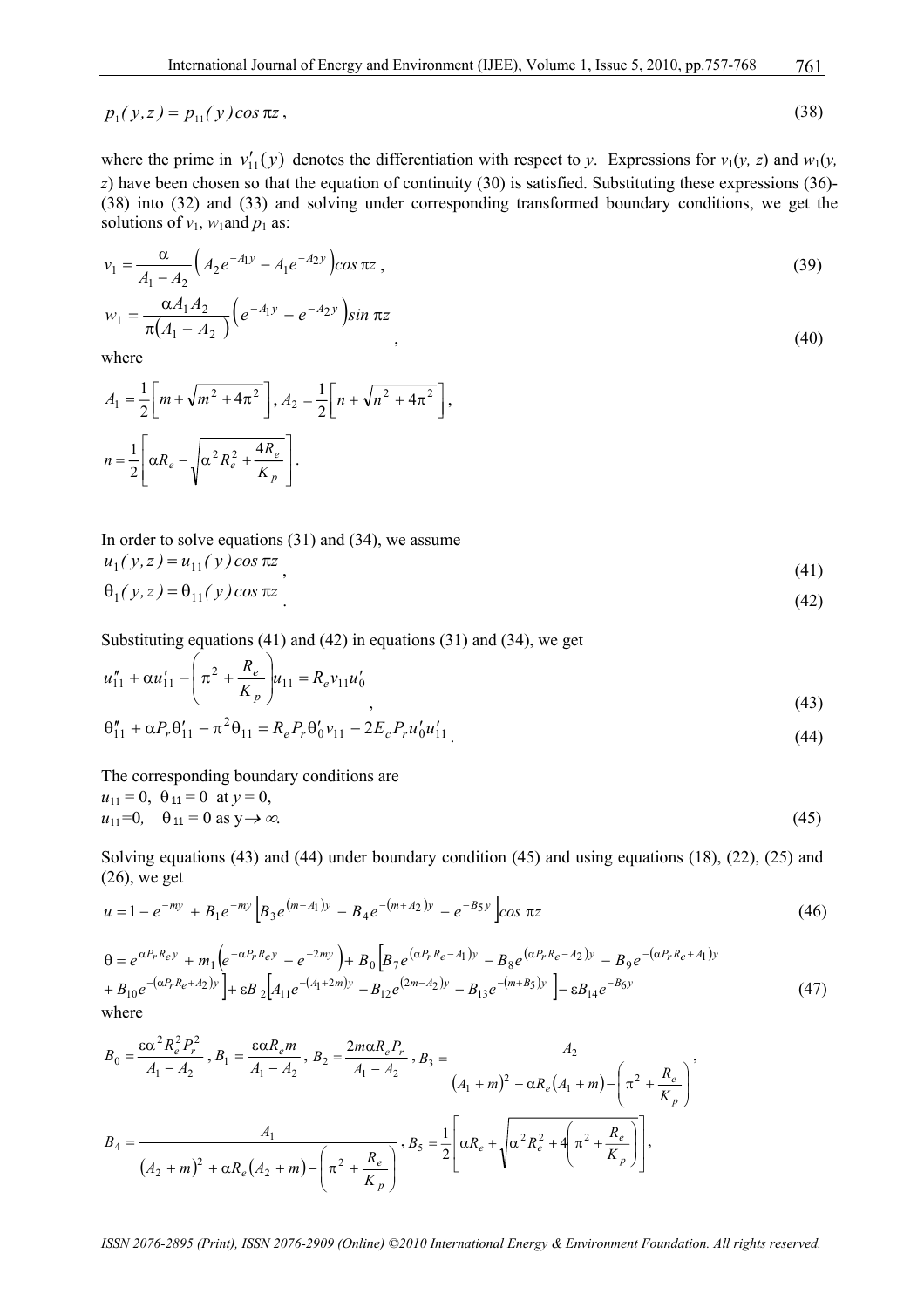$$p_1(y,z) = p_{11}(y)\cos \pi z, \tag{38}$$

where the prime in $v_{11}'(y)$ denotes the differentiation with respect to *y*. Expressions for $v_1(y, z)$ and $w_1(y, z)$ have been chosen so that the equation of continuity (30) is satisfied. Substituting these expressions (36)-(38) into (32) and (33) and solving under corresponding transformed boundary conditions, we get the solutions of $v_1$, $w_1$ and $p_1$ as:

$$v_1 = \frac{\alpha}{A_1 - A_2}\left(A_2 e^{-A_1 y} - A_1 e^{-A_2 y}\right)\cos \pi z, \tag{39}$$

$$w_1 = \frac{\alpha A_1 A_2}{\pi(A_1 - A_2)}\left(e^{-A_1 y} - e^{-A_2 y}\right)\sin \pi z, \tag{40}$$

where

$$A_1 = \frac{1}{2}\left[m + \sqrt{m^2 + 4\pi^2}\right],\ A_2 = \frac{1}{2}\left[n + \sqrt{n^2 + 4\pi^2}\right],$$

$$n = \frac{1}{2}\left[\alpha R_e - \sqrt{\alpha^2 R_e^2 + \frac{4R_e}{K_p}}\right].$$

In order to solve equations (31) and (34), we assume

$$u_1(y,z) = u_{11}(y)\cos \pi z, \tag{41}$$

$$\theta_1(y,z) = \theta_{11}(y)\cos \pi z. \tag{42}$$

Substituting equations (41) and (42) in equations (31) and (34), we get

$$u_{11}'' + \alpha u_{11}' - \left(\pi^2 + \frac{R_e}{K_p}\right)u_{11} = R_e v_{11} u_0', \tag{43}$$

$$\theta_{11}'' + \alpha P_r \theta_{11}' - \pi^2 \theta_{11} = R_e P_r \theta_0' v_{11} - 2E_c P_r u_0' u_{11}'. \tag{44}$$

The corresponding boundary conditions are

$u_{11} = 0,\ \theta_{11} = 0$ at $y = 0$,

$u_{11} = 0,\ \theta_{11} = 0$ as $y \to \infty$. (45)

Solving equations (43) and (44) under boundary condition (45) and using equations (18), (22), (25) and (26), we get

$$u = 1 - e^{-my} + B_1 e^{-my}\left[B_3 e^{(m - A_1)y} - B_4 e^{-(m + A_2)y} - e^{-B_5 y}\right]\cos \pi z \tag{46}$$

$$\begin{aligned}\theta = {} & e^{\alpha P_r R_e y} + m_1\left(e^{-\alpha P_r R_e y} - e^{-2my}\right) + B_0\left[B_7 e^{(\alpha P_r R_e - A_1)y} - B_8 e^{(\alpha P_r R_e - A_2)y} - B_9 e^{-(\alpha P_r R_e + A_1)y}\right. \\ & \left. + B_{10} e^{-(\alpha P_r R_e + A_2)y}\right] + \varepsilon B_2\left[A_{11} e^{-(A_1 + 2m)y} - B_{12} e^{(2m - A_2)y} - B_{13} e^{-(m + B_5)y}\right] - \varepsilon B_{14} e^{-B_6 y}\end{aligned} \tag{47}$$

where

$$B_0 = \frac{\varepsilon \alpha^2 R_e^2 P_r^2}{A_1 - A_2},\ B_1 = \frac{\varepsilon \alpha R_e m}{A_1 - A_2},\ B_2 = \frac{2m\alpha R_e P_r}{A_1 - A_2},\ B_3 = \frac{A_2}{(A_1 + m)^2 - \alpha R_e (A_1 + m) - \left(\pi^2 + \frac{R_e}{K_p}\right)},$$

$$B_4 = \frac{A_1}{(A_2 + m)^2 + \alpha R_e (A_2 + m) - \left(\pi^2 + \frac{R_e}{K_p}\right)},\ B_5 = \frac{1}{2}\left[\alpha R_e + \sqrt{\alpha^2 R_e^2 + 4\left(\pi^2 + \frac{R_e}{K_p}\right)}\right],$$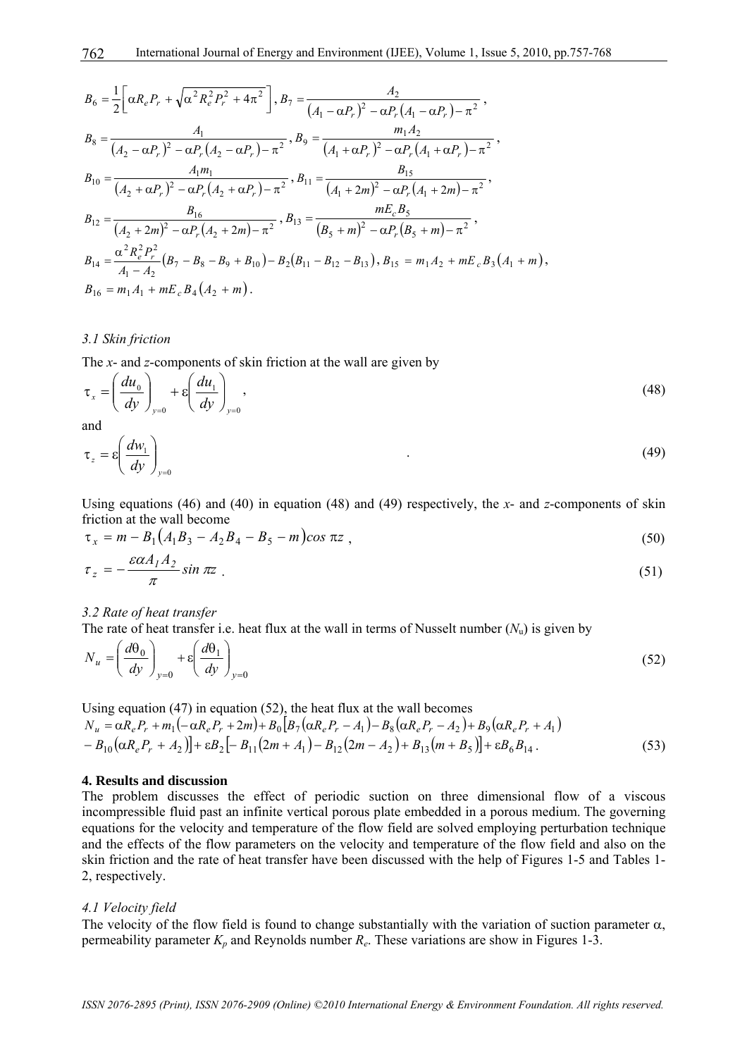$$B_6 = \frac{1}{2}\left[\alpha R_e P_r + \sqrt{\alpha^2 R_e^2 P_r^2 + 4\pi^2}\right], B_7 = \frac{A_2}{(A_1 - \alpha P_r)^2 - \alpha P_r (A_1 - \alpha P_r) - \pi^2},$$

$$B_8 = \frac{A_1}{(A_2 - \alpha P_r)^2 - \alpha P_r (A_2 - \alpha P_r) - \pi^2}, B_9 = \frac{m_1 A_2}{(A_1 + \alpha P_r)^2 - \alpha P_r (A_1 + \alpha P_r) - \pi^2},$$

$$B_{10} = \frac{A_1 m_1}{(A_2 + \alpha P_r)^2 - \alpha P_r (A_2 + \alpha P_r) - \pi^2}, B_{11} = \frac{B_{15}}{(A_1 + 2m)^2 - \alpha P_r (A_1 + 2m) - \pi^2},$$

$$B_{12} = \frac{B_{16}}{(A_2 + 2m)^2 - \alpha P_r (A_2 + 2m) - \pi^2}, B_{13} = \frac{m E_c B_5}{(B_5 + m)^2 - \alpha P_r (B_5 + m) - \pi^2},$$

$$B_{14} = \frac{\alpha^2 R_e^2 P_r^2}{A_1 - A_2}(B_7 - B_8 - B_9 + B_{10}) - B_2(B_{11} - B_{12} - B_{13}), B_{15} = m_1 A_2 + m E_c B_3 (A_1 + m),$$

$$B_{16} = m_1 A_1 + m E_c B_4 (A_2 + m).$$

### *3.1 Skin friction*

The $x$- and $z$-components of skin friction at the wall are given by

$$\tau_x = \left(\frac{du_0}{dy}\right)_{y=0} + \varepsilon\left(\frac{du_1}{dy}\right)_{y=0}, \tag{48}$$

and

$$\tau_z = \varepsilon\left(\frac{dw_1}{dy}\right)_{y=0}. \tag{49}$$

Using equations (46) and (40) in equation (48) and (49) respectively, the $x$- and $z$-components of skin friction at the wall become

$$\tau_x = m - B_1(A_1 B_3 - A_2 B_4 - B_5 - m)\cos \pi z, \tag{50}$$

$$\tau_z = -\frac{\varepsilon \alpha A_1 A_2}{\pi} \sin \pi z. \tag{51}$$

### *3.2 Rate of heat transfer*

The rate of heat transfer i.e. heat flux at the wall in terms of Nusselt number ($N_u$) is given by

$$N_u = \left(\frac{d\theta_0}{dy}\right)_{y=0} + \varepsilon\left(\frac{d\theta_1}{dy}\right)_{y=0} \tag{52}$$

Using equation (47) in equation (52), the heat flux at the wall becomes

$$N_u = \alpha R_e P_r + m_1(-\alpha R_e P_r + 2m) + B_0[B_7(\alpha R_e P_r - A_1) - B_8(\alpha R_e P_r - A_2) + B_9(\alpha R_e P_r + A_1)$$
$$- B_{10}(\alpha R_e P_r + A_2)] + \varepsilon B_2[-B_{11}(2m + A_1) - B_{12}(2m - A_2) + B_{13}(m + B_5)] + \varepsilon B_6 B_{14}. \tag{53}$$

## **4. Results and discussion**

The problem discusses the effect of periodic suction on three dimensional flow of a viscous incompressible fluid past an infinite vertical porous plate embedded in a porous medium. The governing equations for the velocity and temperature of the flow field are solved employing perturbation technique and the effects of the flow parameters on the velocity and temperature of the flow field and also on the skin friction and the rate of heat transfer have been discussed with the help of Figures 1-5 and Tables 1-2, respectively.

### *4.1 Velocity field*

The velocity of the flow field is found to change substantially with the variation of suction parameter $\alpha$, permeability parameter $K_p$ and Reynolds number $R_e$. These variations are show in Figures 1-3.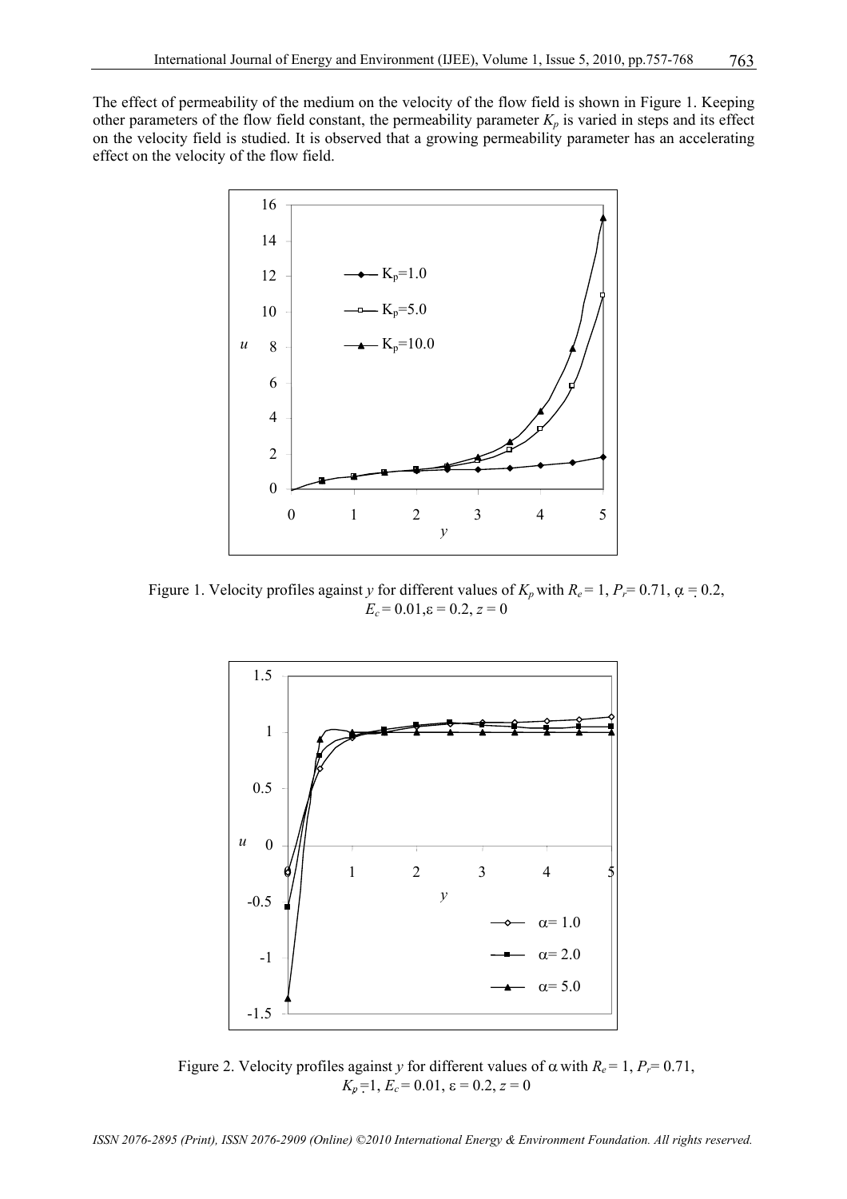The effect of permeability of the medium on the velocity of the flow field is shown in Figure 1. Keeping other parameters of the flow field constant, the permeability parameter $K_p$ is varied in steps and its effect on the velocity field is studied. It is observed that a growing permeability parameter has an accelerating effect on the velocity of the flow field.

Figure 1. Velocity profiles against $y$ for different values of $K_p$ with $R_e = 1$, $P_r = 0.71$, $\alpha = 0.2$, $E_c = 0.01$, $\varepsilon = 0.2$, $z = 0$

Figure 2. Velocity profiles against $y$ for different values of $\alpha$ with $R_e = 1$, $P_r = 0.71$, $K_p = 1$, $E_c = 0.01$, $\varepsilon = 0.2$, $z = 0$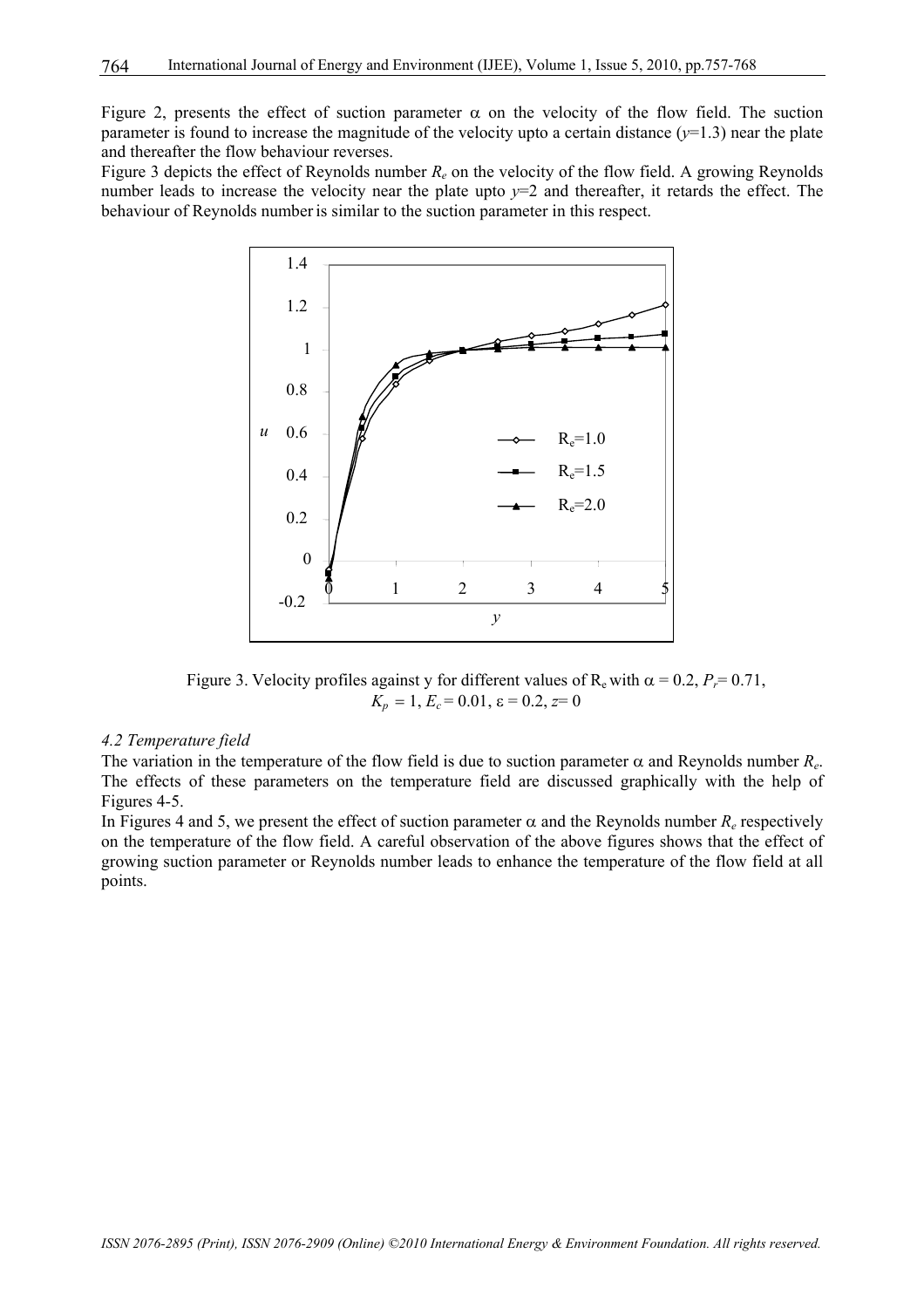Figure 2, presents the effect of suction parameter $\alpha$ on the velocity of the flow field. The suction parameter is found to increase the magnitude of the velocity upto a certain distance ($y$=1.3) near the plate and thereafter the flow behaviour reverses.

Figure 3 depicts the effect of Reynolds number $R_e$ on the velocity of the flow field. A growing Reynolds number leads to increase the velocity near the plate upto $y$=2 and thereafter, it retards the effect. The behaviour of Reynolds number is similar to the suction parameter in this respect.

Figure 3. Velocity profiles against y for different values of $R_e$ with $\alpha$ = 0.2, $P_r$= 0.71, $K_p$ = 1, $E_c$ = 0.01, $\varepsilon$ = 0.2, $z$= 0

*4.2 Temperature field*

The variation in the temperature of the flow field is due to suction parameter $\alpha$ and Reynolds number $R_e$. The effects of these parameters on the temperature field are discussed graphically with the help of Figures 4-5.

In Figures 4 and 5, we present the effect of suction parameter $\alpha$ and the Reynolds number $R_e$ respectively on the temperature of the flow field. A careful observation of the above figures shows that the effect of growing suction parameter or Reynolds number leads to enhance the temperature of the flow field at all points.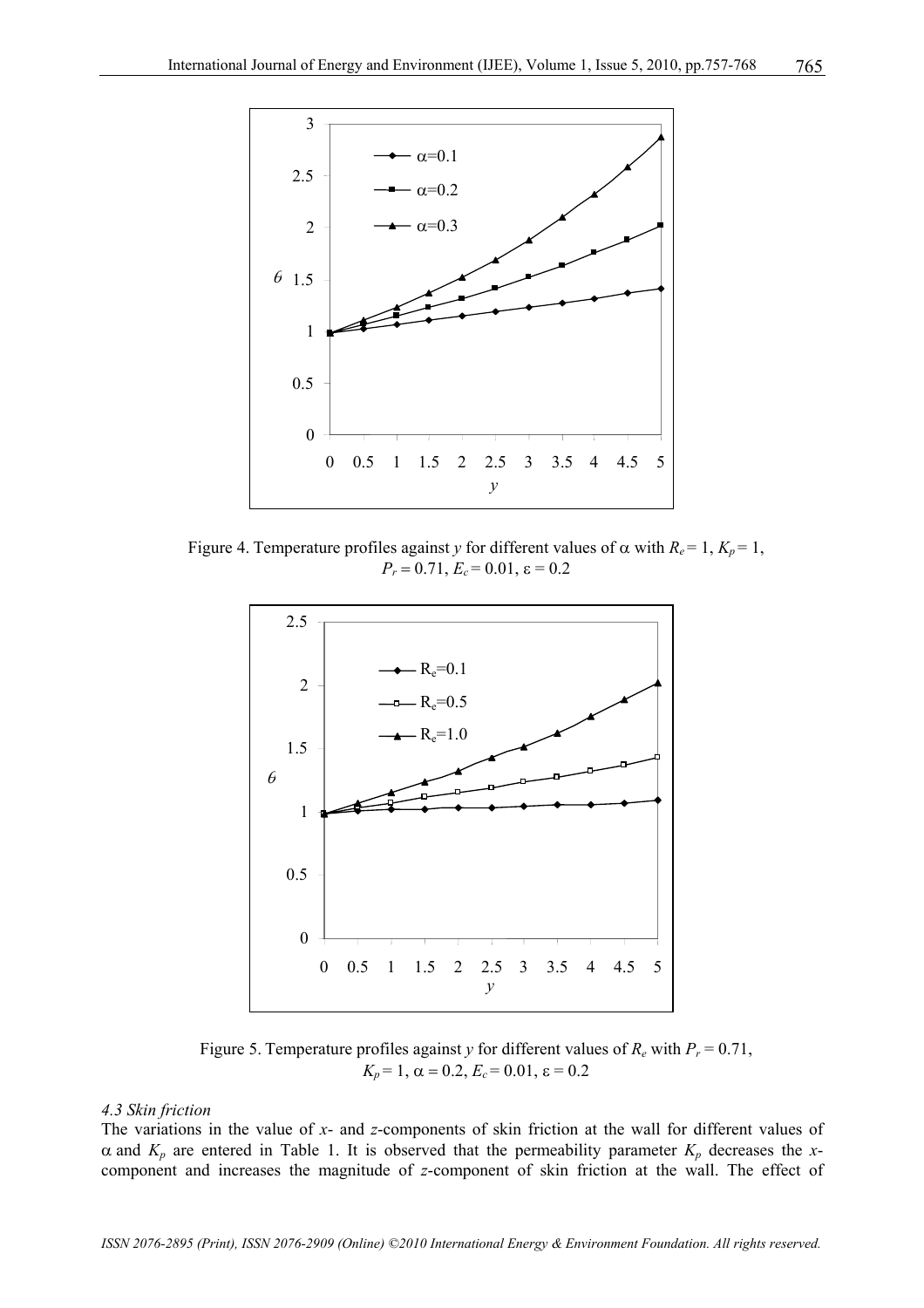Figure 4. Temperature profiles against $y$ for different values of $\alpha$ with $R_e = 1$, $K_p = 1$, $P_r = 0.71$, $E_c = 0.01$, $\varepsilon = 0.2$

Figure 5. Temperature profiles against $y$ for different values of $R_e$ with $P_r = 0.71$, $K_p = 1$, $\alpha = 0.2$, $E_c = 0.01$, $\varepsilon = 0.2$

*4.3 Skin friction*

The variations in the value of $x$- and $z$-components of skin friction at the wall for different values of $\alpha$ and $K_p$ are entered in Table 1. It is observed that the permeability parameter $K_p$ decreases the $x$-component and increases the magnitude of $z$-component of skin friction at the wall. The effect of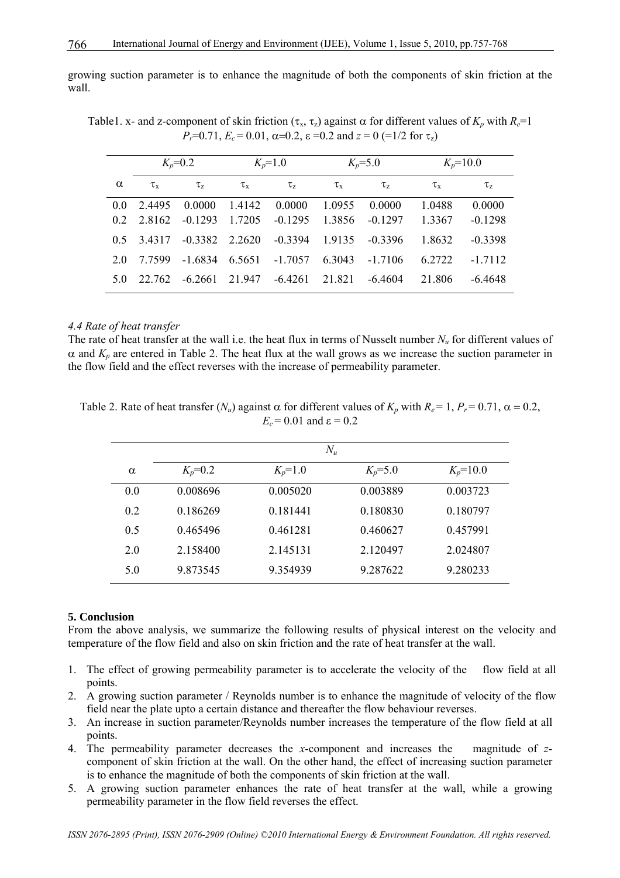growing suction parameter is to enhance the magnitude of both the components of skin friction at the wall.

Table1. x- and z-component of skin friction ($\tau_x$, $\tau_z$) against $\alpha$ for different values of $K_p$ with $R_e$=1 $P_r$=0.71, $E_c$ = 0.01, $\alpha$=0.2, $\varepsilon$ =0.2 and $z$ = 0 (=1/2 for $\tau_z$)

| | $K_p$=0.2 | | $K_p$=1.0 | | $K_p$=5.0 | | $K_p$=10.0 | |
|---|---|---|---|---|---|---|---|---|
| $\alpha$ | $\tau_x$ | $\tau_z$ | $\tau_x$ | $\tau_z$ | $\tau_x$ | $\tau_z$ | $\tau_x$ | $\tau_z$ |
| 0.0 | 2.4495 | 0.0000 | 1.4142 | 0.0000 | 1.0955 | 0.0000 | 1.0488 | 0.0000 |
| 0.2 | 2.8162 | -0.1293 | 1.7205 | -0.1295 | 1.3856 | -0.1297 | 1.3367 | -0.1298 |
| 0.5 | 3.4317 | -0.3382 | 2.2620 | -0.3394 | 1.9135 | -0.3396 | 1.8632 | -0.3398 |
| 2.0 | 7.7599 | -1.6834 | 6.5651 | -1.7057 | 6.3043 | -1.7106 | 6.2722 | -1.7112 |
| 5.0 | 22.762 | -6.2661 | 21.947 | -6.4261 | 21.821 | -6.4604 | 21.806 | -6.4648 |

### 4.4 Rate of heat transfer

The rate of heat transfer at the wall i.e. the heat flux in terms of Nusselt number $N_u$ for different values of $\alpha$ and $K_p$ are entered in Table 2. The heat flux at the wall grows as we increase the suction parameter in the flow field and the effect reverses with the increase of permeability parameter.

Table 2. Rate of heat transfer ($N_u$) against $\alpha$ for different values of $K_p$ with $R_e$ = 1, $P_r$ = 0.71, $\alpha$ = 0.2, $E_c$ = 0.01 and $\varepsilon$ = 0.2

| | $N_u$ | | | |
|---|---|---|---|---|
| $\alpha$ | $K_p$=0.2 | $K_p$=1.0 | $K_p$=5.0 | $K_p$=10.0 |
| 0.0 | 0.008696 | 0.005020 | 0.003889 | 0.003723 |
| 0.2 | 0.186269 | 0.181441 | 0.180830 | 0.180797 |
| 0.5 | 0.465496 | 0.461281 | 0.460627 | 0.457991 |
| 2.0 | 2.158400 | 2.145131 | 2.120497 | 2.024807 |
| 5.0 | 9.873545 | 9.354939 | 9.287622 | 9.280233 |

## 5. Conclusion

From the above analysis, we summarize the following results of physical interest on the velocity and temperature of the flow field and also on skin friction and the rate of heat transfer at the wall.

1. The effect of growing permeability parameter is to accelerate the velocity of the flow field at all points.
2. A growing suction parameter / Reynolds number is to enhance the magnitude of velocity of the flow field near the plate upto a certain distance and thereafter the flow behaviour reverses.
3. An increase in suction parameter/Reynolds number increases the temperature of the flow field at all points.
4. The permeability parameter decreases the $x$-component and increases the magnitude of $z$-component of skin friction at the wall. On the other hand, the effect of increasing suction parameter is to enhance the magnitude of both the components of skin friction at the wall.
5. A growing suction parameter enhances the rate of heat transfer at the wall, while a growing permeability parameter in the flow field reverses the effect.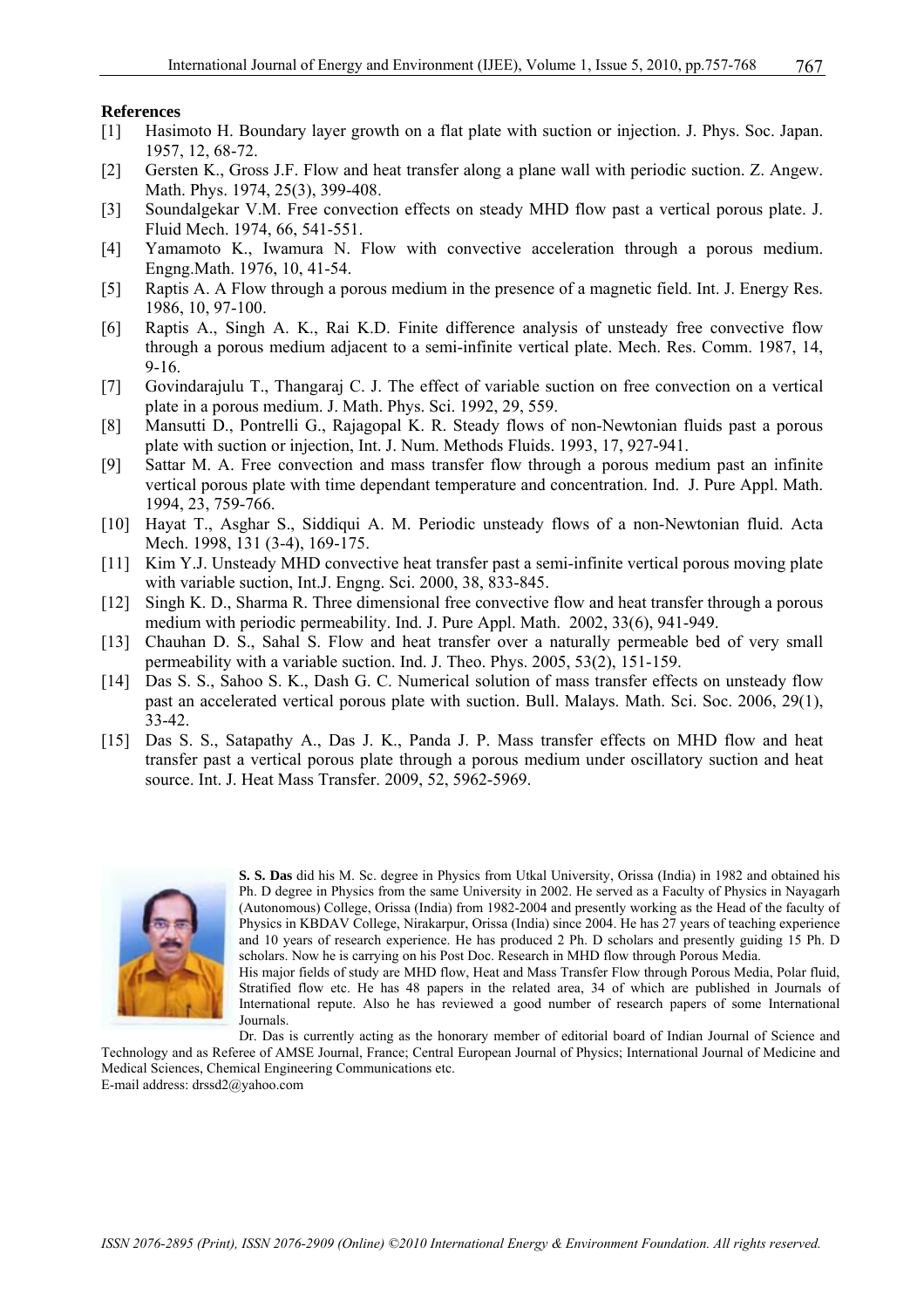## References

[1] Hasimoto H. Boundary layer growth on a flat plate with suction or injection. J. Phys. Soc. Japan. 1957, 12, 68-72.

[2] Gersten K., Gross J.F. Flow and heat transfer along a plane wall with periodic suction. Z. Angew. Math. Phys. 1974, 25(3), 399-408.

[3] Soundalgekar V.M. Free convection effects on steady MHD flow past a vertical porous plate. J. Fluid Mech. 1974, 66, 541-551.

[4] Yamamoto K., Iwamura N. Flow with convective acceleration through a porous medium. Engng.Math. 1976, 10, 41-54.

[5] Raptis A. A Flow through a porous medium in the presence of a magnetic field. Int. J. Energy Res. 1986, 10, 97-100.

[6] Raptis A., Singh A. K., Rai K.D. Finite difference analysis of unsteady free convective flow through a porous medium adjacent to a semi-infinite vertical plate. Mech. Res. Comm. 1987, 14, 9-16.

[7] Govindarajulu T., Thangaraj C. J. The effect of variable suction on free convection on a vertical plate in a porous medium. J. Math. Phys. Sci. 1992, 29, 559.

[8] Mansutti D., Pontrelli G., Rajagopal K. R. Steady flows of non-Newtonian fluids past a porous plate with suction or injection, Int. J. Num. Methods Fluids. 1993, 17, 927-941.

[9] Sattar M. A. Free convection and mass transfer flow through a porous medium past an infinite vertical porous plate with time dependant temperature and concentration. Ind. J. Pure Appl. Math. 1994, 23, 759-766.

[10] Hayat T., Asghar S., Siddiqui A. M. Periodic unsteady flows of a non-Newtonian fluid. Acta Mech. 1998, 131 (3-4), 169-175.

[11] Kim Y.J. Unsteady MHD convective heat transfer past a semi-infinite vertical porous moving plate with variable suction, Int.J. Engng. Sci. 2000, 38, 833-845.

[12] Singh K. D., Sharma R. Three dimensional free convective flow and heat transfer through a porous medium with periodic permeability. Ind. J. Pure Appl. Math. 2002, 33(6), 941-949.

[13] Chauhan D. S., Sahal S. Flow and heat transfer over a naturally permeable bed of very small permeability with a variable suction. Ind. J. Theo. Phys. 2005, 53(2), 151-159.

[14] Das S. S., Sahoo S. K., Dash G. C. Numerical solution of mass transfer effects on unsteady flow past an accelerated vertical porous plate with suction. Bull. Malays. Math. Sci. Soc. 2006, 29(1), 33-42.

[15] Das S. S., Satapathy A., Das J. K., Panda J. P. Mass transfer effects on MHD flow and heat transfer past a vertical porous plate through a porous medium under oscillatory suction and heat source. Int. J. Heat Mass Transfer. 2009, 52, 5962-5969.

**S. S. Das** did his M. Sc. degree in Physics from Utkal University, Orissa (India) in 1982 and obtained his Ph. D degree in Physics from the same University in 2002. He served as a Faculty of Physics in Nayagarh (Autonomous) College, Orissa (India) from 1982-2004 and presently working as the Head of the faculty of Physics in KBDAV College, Nirakarpur, Orissa (India) since 2004. He has 27 years of teaching experience and 10 years of research experience. He has produced 2 Ph. D scholars and presently guiding 15 Ph. D scholars. Now he is carrying on his Post Doc. Research in MHD flow through Porous Media.

His major fields of study are MHD flow, Heat and Mass Transfer Flow through Porous Media, Polar fluid, Stratified flow etc. He has 48 papers in the related area, 34 of which are published in Journals of International repute. Also he has reviewed a good number of research papers of some International Journals.

Dr. Das is currently acting as the honorary member of editorial board of Indian Journal of Science and Technology and as Referee of AMSE Journal, France; Central European Journal of Physics; International Journal of Medicine and Medical Sciences, Chemical Engineering Communications etc.

E-mail address: drssd2@yahoo.com